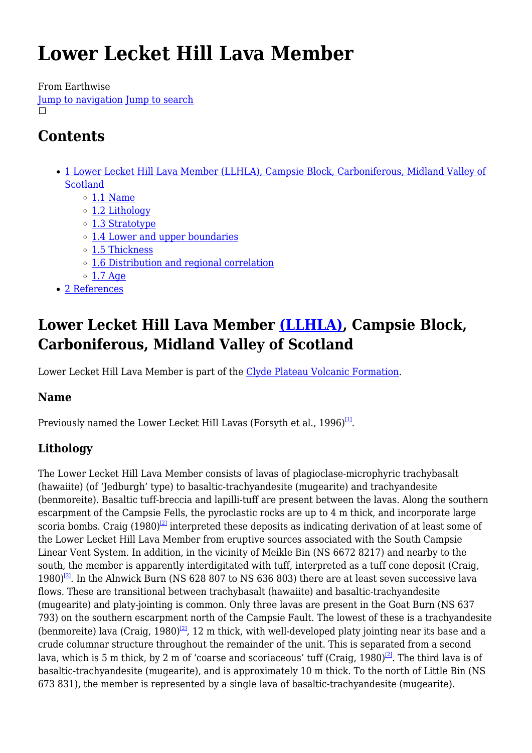# Lower Lecket Hill Lava Member

From Earthwise
Jump to navigation Jump to search

## Contents

- 1 Lower Lecket Hill Lava Member (LLHLA), Campsie Block, Carboniferous, Midland Valley of Scotland
  - 1.1 Name
  - 1.2 Lithology
  - 1.3 Stratotype
  - 1.4 Lower and upper boundaries
  - 1.5 Thickness
  - 1.6 Distribution and regional correlation
  - 1.7 Age
- 2 References

## Lower Lecket Hill Lava Member (LLHLA), Campsie Block, Carboniferous, Midland Valley of Scotland

Lower Lecket Hill Lava Member is part of the Clyde Plateau Volcanic Formation.

### Name

Previously named the Lower Lecket Hill Lavas (Forsyth et al., 1996)[1].

### Lithology

The Lower Lecket Hill Lava Member consists of lavas of plagioclase-microphyric trachybasalt (hawaiite) (of 'Jedburgh' type) to basaltic-trachyandesite (mugearite) and trachyandesite (benmoreite). Basaltic tuff-breccia and lapilli-tuff are present between the lavas. Along the southern escarpment of the Campsie Fells, the pyroclastic rocks are up to 4 m thick, and incorporate large scoria bombs. Craig (1980)[2] interpreted these deposits as indicating derivation of at least some of the Lower Lecket Hill Lava Member from eruptive sources associated with the South Campsie Linear Vent System. In addition, in the vicinity of Meikle Bin (NS 6672 8217) and nearby to the south, the member is apparently interdigitated with tuff, interpreted as a tuff cone deposit (Craig, 1980)[2]. In the Alnwick Burn (NS 628 807 to NS 636 803) there are at least seven successive lava flows. These are transitional between trachybasalt (hawaiite) and basaltic-trachyandesite (mugearite) and platy-jointing is common. Only three lavas are present in the Goat Burn (NS 637 793) on the southern escarpment north of the Campsie Fault. The lowest of these is a trachyandesite (benmoreite) lava (Craig, 1980)[2], 12 m thick, with well-developed platy jointing near its base and a crude columnar structure throughout the remainder of the unit. This is separated from a second lava, which is 5 m thick, by 2 m of 'coarse and scoriaceous' tuff (Craig, 1980)[2]. The third lava is of basaltic-trachyandesite (mugearite), and is approximately 10 m thick. To the north of Little Bin (NS 673 831), the member is represented by a single lava of basaltic-trachyandesite (mugearite).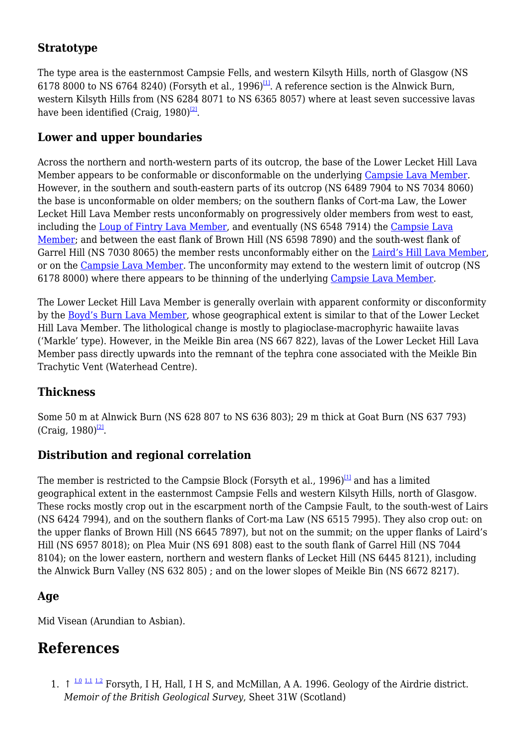### Stratotype

The type area is the easternmost Campsie Fells, and western Kilsyth Hills, north of Glasgow (NS 6178 8000 to NS 6764 8240) (Forsyth et al., 1996)[1]. A reference section is the Alnwick Burn, western Kilsyth Hills from (NS 6284 8071 to NS 6365 8057) where at least seven successive lavas have been identified (Craig, 1980)[2].

### Lower and upper boundaries

Across the northern and north-western parts of its outcrop, the base of the Lower Lecket Hill Lava Member appears to be conformable or disconformable on the underlying Campsie Lava Member. However, in the southern and south-eastern parts of its outcrop (NS 6489 7904 to NS 7034 8060) the base is unconformable on older members; on the southern flanks of Cort-ma Law, the Lower Lecket Hill Lava Member rests unconformably on progressively older members from west to east, including the Loup of Fintry Lava Member, and eventually (NS 6548 7914) the Campsie Lava Member; and between the east flank of Brown Hill (NS 6598 7890) and the south-west flank of Garrel Hill (NS 7030 8065) the member rests unconformably either on the Laird's Hill Lava Member, or on the Campsie Lava Member. The unconformity may extend to the western limit of outcrop (NS 6178 8000) where there appears to be thinning of the underlying Campsie Lava Member.

The Lower Lecket Hill Lava Member is generally overlain with apparent conformity or disconformity by the Boyd's Burn Lava Member, whose geographical extent is similar to that of the Lower Lecket Hill Lava Member. The lithological change is mostly to plagioclase-macrophyric hawaiite lavas ('Markle' type). However, in the Meikle Bin area (NS 667 822), lavas of the Lower Lecket Hill Lava Member pass directly upwards into the remnant of the tephra cone associated with the Meikle Bin Trachytic Vent (Waterhead Centre).

### Thickness

Some 50 m at Alnwick Burn (NS 628 807 to NS 636 803); 29 m thick at Goat Burn (NS 637 793) (Craig, 1980)[2].

### Distribution and regional correlation

The member is restricted to the Campsie Block (Forsyth et al., 1996)[1] and has a limited geographical extent in the easternmost Campsie Fells and western Kilsyth Hills, north of Glasgow. These rocks mostly crop out in the escarpment north of the Campsie Fault, to the south-west of Lairs (NS 6424 7994), and on the southern flanks of Cort-ma Law (NS 6515 7995). They also crop out: on the upper flanks of Brown Hill (NS 6645 7897), but not on the summit; on the upper flanks of Laird's Hill (NS 6957 8018); on Plea Muir (NS 691 808) east to the south flank of Garrel Hill (NS 7044 8104); on the lower eastern, northern and western flanks of Lecket Hill (NS 6445 8121), including the Alnwick Burn Valley (NS 632 805) ; and on the lower slopes of Meikle Bin (NS 6672 8217).

### Age

Mid Visean (Arundian to Asbian).

## References

1. ↑ [1.0] [1.1] [1.2] Forsyth, I H, Hall, I H S, and McMillan, A A. 1996. Geology of the Airdrie district. *Memoir of the British Geological Survey*, Sheet 31W (Scotland)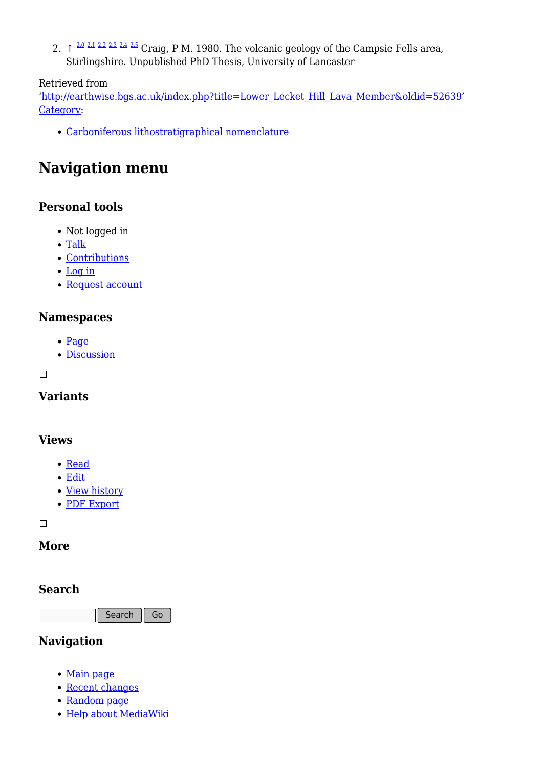2. ↑ [2.0] [2.1] [2.2] [2.3] [2.4] [2.5] Craig, P M. 1980. The volcanic geology of the Campsie Fells area, Stirlingshire. Unpublished PhD Thesis, University of Lancaster

Retrieved from 'http://earthwise.bgs.ac.uk/index.php?title=Lower_Lecket_Hill_Lava_Member&oldid=52639'
Category:

- Carboniferous lithostratigraphical nomenclature

# Navigation menu

### Personal tools

- Not logged in
- Talk
- Contributions
- Log in
- Request account

### Namespaces

- Page
- Discussion

### Variants

### Views

- Read
- Edit
- View history
- PDF Export

### More

### Search

Search Go

### Navigation

- Main page
- Recent changes
- Random page
- Help about MediaWiki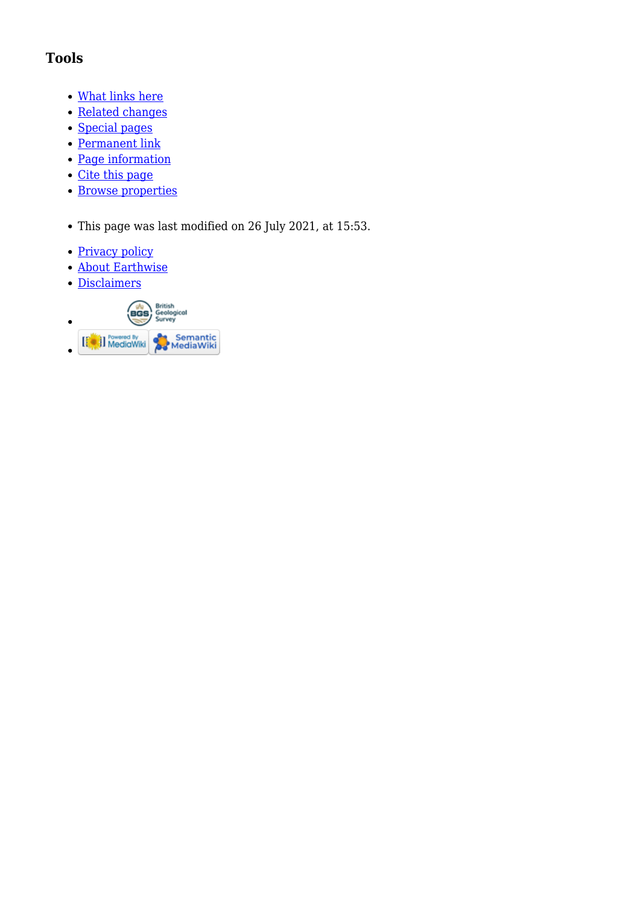### Tools

- What links here
- Related changes
- Special pages
- Permanent link
- Page information
- Cite this page
- Browse properties

- This page was last modified on 26 July 2021, at 15:53.

- Privacy policy
- About Earthwise
- Disclaimers